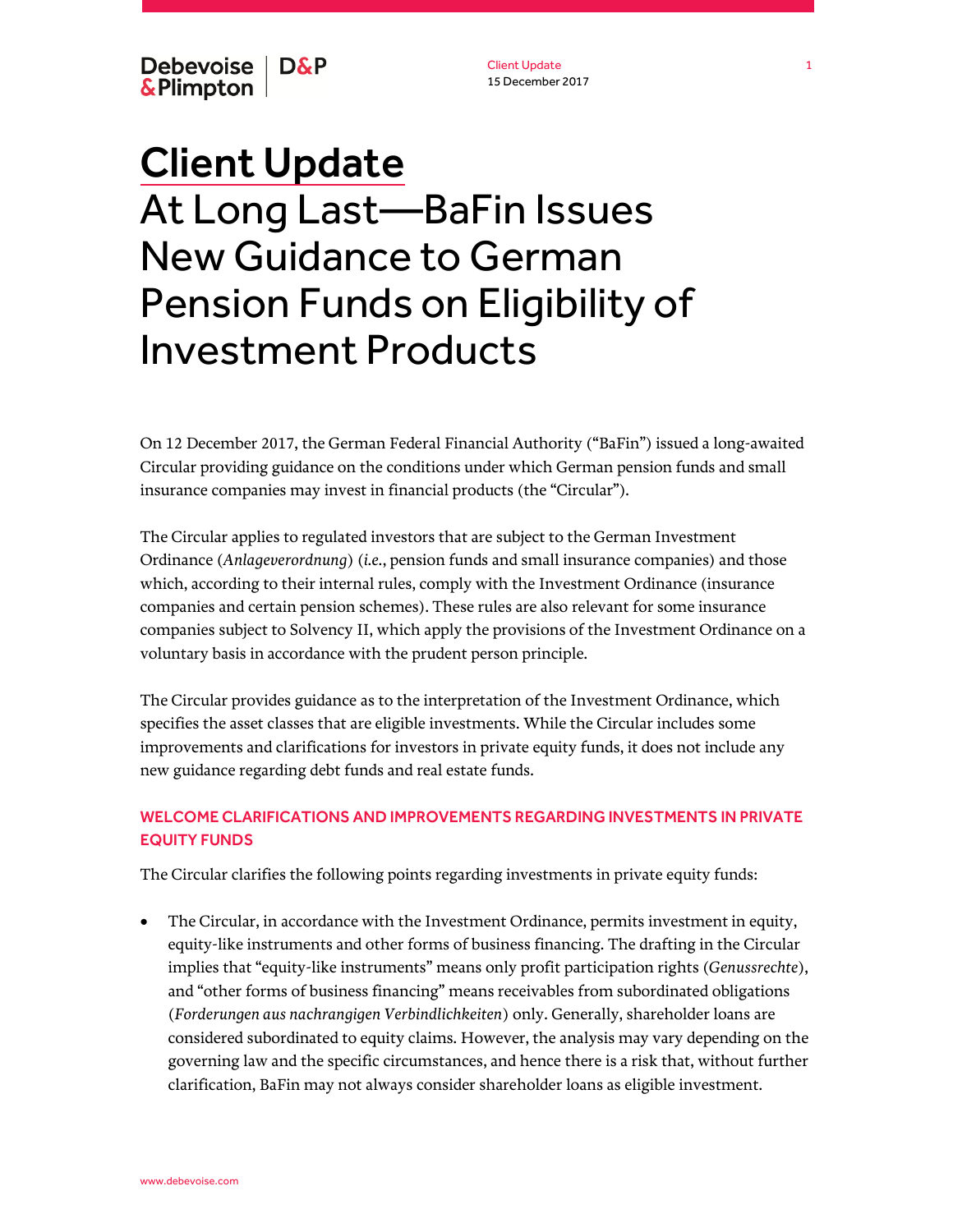# Client Update
# At Long Last—BaFin Issues New Guidance to German Pension Funds on Eligibility of Investment Products

On 12 December 2017, the German Federal Financial Authority ("BaFin") issued a long-awaited Circular providing guidance on the conditions under which German pension funds and small insurance companies may invest in financial products (the "Circular").

The Circular applies to regulated investors that are subject to the German Investment Ordinance (*Anlageverordnung*) (*i.e.*, pension funds and small insurance companies) and those which, according to their internal rules, comply with the Investment Ordinance (insurance companies and certain pension schemes). These rules are also relevant for some insurance companies subject to Solvency II, which apply the provisions of the Investment Ordinance on a voluntary basis in accordance with the prudent person principle.

The Circular provides guidance as to the interpretation of the Investment Ordinance, which specifies the asset classes that are eligible investments. While the Circular includes some improvements and clarifications for investors in private equity funds, it does not include any new guidance regarding debt funds and real estate funds.

## WELCOME CLARIFICATIONS AND IMPROVEMENTS REGARDING INVESTMENTS IN PRIVATE EQUITY FUNDS

The Circular clarifies the following points regarding investments in private equity funds:

- The Circular, in accordance with the Investment Ordinance, permits investment in equity, equity-like instruments and other forms of business financing. The drafting in the Circular implies that "equity-like instruments" means only profit participation rights (*Genussrechte*), and "other forms of business financing" means receivables from subordinated obligations (*Forderungen aus nachrangigen Verbindlichkeiten*) only. Generally, shareholder loans are considered subordinated to equity claims. However, the analysis may vary depending on the governing law and the specific circumstances, and hence there is a risk that, without further clarification, BaFin may not always consider shareholder loans as eligible investment.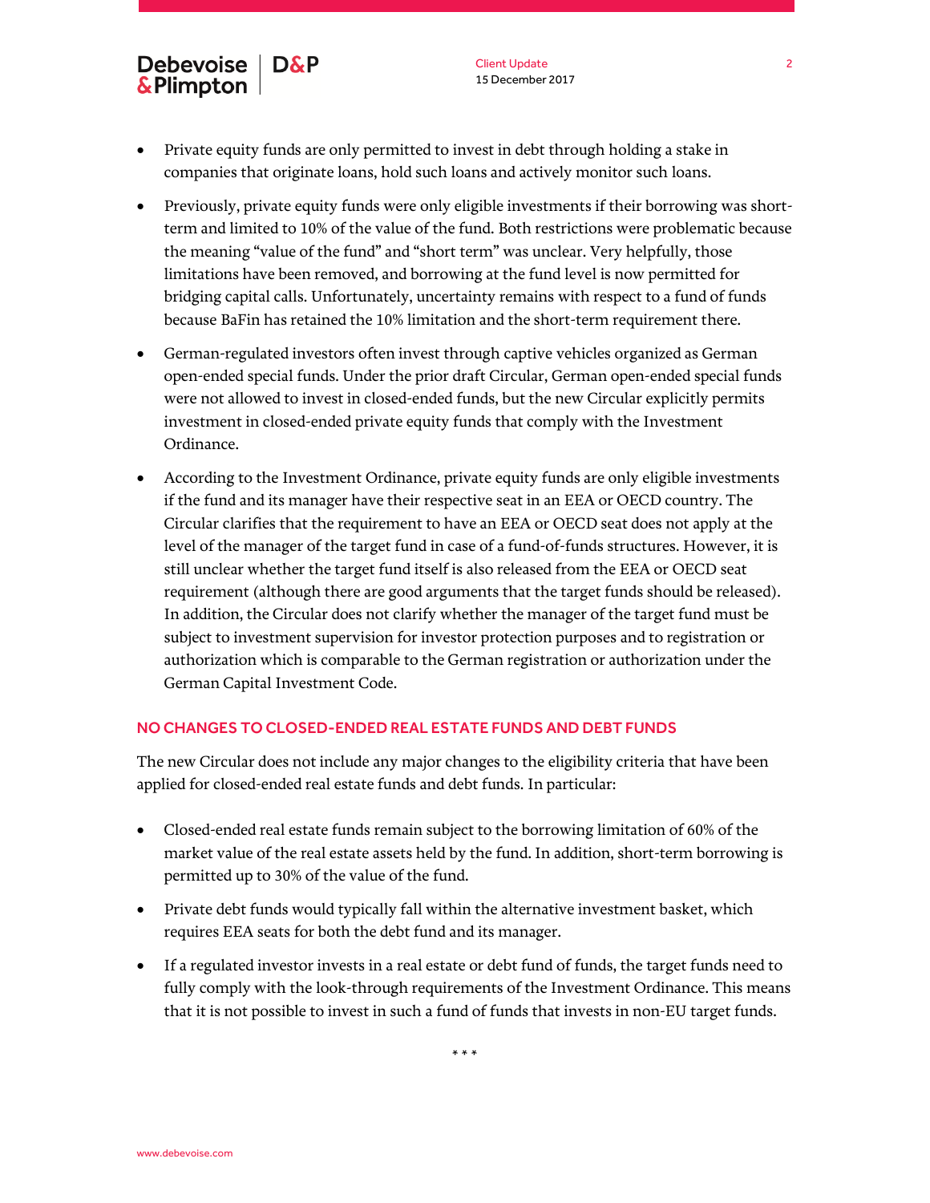- Private equity funds are only permitted to invest in debt through holding a stake in companies that originate loans, hold such loans and actively monitor such loans.
- Previously, private equity funds were only eligible investments if their borrowing was short-term and limited to 10% of the value of the fund. Both restrictions were problematic because the meaning "value of the fund" and "short term" was unclear. Very helpfully, those limitations have been removed, and borrowing at the fund level is now permitted for bridging capital calls. Unfortunately, uncertainty remains with respect to a fund of funds because BaFin has retained the 10% limitation and the short-term requirement there.
- German-regulated investors often invest through captive vehicles organized as German open-ended special funds. Under the prior draft Circular, German open-ended special funds were not allowed to invest in closed-ended funds, but the new Circular explicitly permits investment in closed-ended private equity funds that comply with the Investment Ordinance.
- According to the Investment Ordinance, private equity funds are only eligible investments if the fund and its manager have their respective seat in an EEA or OECD country. The Circular clarifies that the requirement to have an EEA or OECD seat does not apply at the level of the manager of the target fund in case of a fund-of-funds structures. However, it is still unclear whether the target fund itself is also released from the EEA or OECD seat requirement (although there are good arguments that the target funds should be released). In addition, the Circular does not clarify whether the manager of the target fund must be subject to investment supervision for investor protection purposes and to registration or authorization which is comparable to the German registration or authorization under the German Capital Investment Code.

## NO CHANGES TO CLOSED-ENDED REAL ESTATE FUNDS AND DEBT FUNDS

The new Circular does not include any major changes to the eligibility criteria that have been applied for closed-ended real estate funds and debt funds. In particular:

- Closed-ended real estate funds remain subject to the borrowing limitation of 60% of the market value of the real estate assets held by the fund. In addition, short-term borrowing is permitted up to 30% of the value of the fund.
- Private debt funds would typically fall within the alternative investment basket, which requires EEA seats for both the debt fund and its manager.
- If a regulated investor invests in a real estate or debt fund of funds, the target funds need to fully comply with the look-through requirements of the Investment Ordinance. This means that it is not possible to invest in such a fund of funds that invests in non-EU target funds.

\* \* \*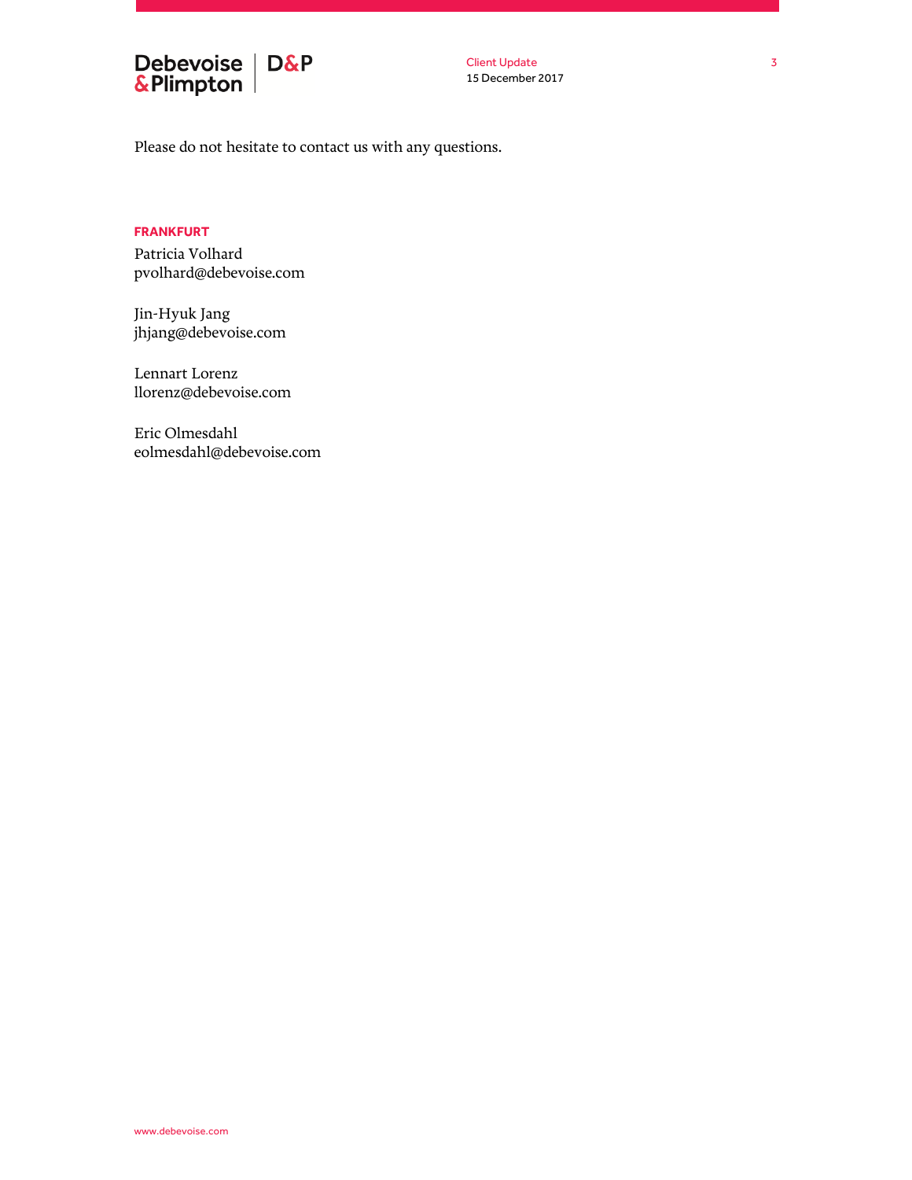Please do not hesitate to contact us with any questions.

**FRANKFURT**

Patricia Volhard
pvolhard@debevoise.com

Jin-Hyuk Jang
jhjang@debevoise.com

Lennart Lorenz
llorenz@debevoise.com

Eric Olmesdahl
eolmesdahl@debevoise.com